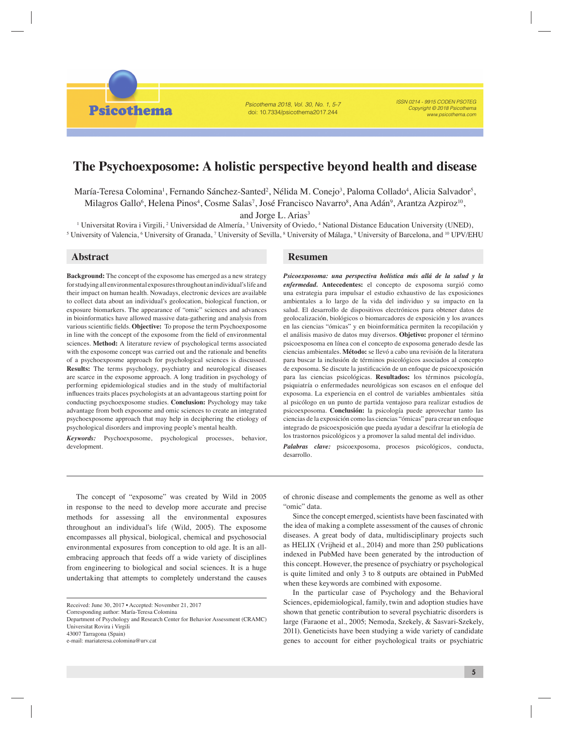# The Psychoexposome: A holistic perspective beyond health and disease

María-Teresa Colomina[1], Fernando Sánchez-Santed[2], Nélida M. Conejo[3], Paloma Collado[4], Alicia Salvador[5], Milagros Gallo[6], Helena Pinos[4], Cosme Salas[7], José Francisco Navarro[8], Ana Adán[9], Arantza Azpiroz[10], and Jorge L. Arias[3]

[1] Universitat Rovira i Virgili, [2] Universidad de Almería, [3] University of Oviedo, [4] National Distance Education University (UNED), [5] University of Valencia, [6] University of Granada, [7] University of Sevilla, [8] University of Málaga, [9] University of Barcelona, and [10] UPV/EHU

## Abstract

**Background:** The concept of the exposome has emerged as a new strategy for studying all environmental exposures throughout an individual's life and their impact on human health. Nowadays, electronic devices are available to collect data about an individual's geolocation, biological function, or exposure biomarkers. The appearance of "omic" sciences and advances in bioinformatics have allowed massive data-gathering and analysis from various scientific fields. **Objective:** To propose the term Psychoexposome in line with the concept of the exposome from the field of environmental sciences. **Method:** A literature review of psychological terms associated with the exposome concept was carried out and the rationale and benefits of a psychoexpsome approach for psychological sciences is discussed. **Results:** The terms psychology, psychiatry and neurological diseases are scarce in the exposome approach. A long tradition in psychology of performing epidemiological studies and in the study of multifactorial influences traits places psychologists at an advantageous starting point for conducting psychoexposome studies. **Conclusion:** Psychology may take advantage from both exposome and omic sciences to create an integrated psychoexposome approach that may help in deciphering the etiology of psychological disorders and improving people's mental health.

*Keywords:* Psychoexposome, psychological processes, behavior, development.

## Resumen

***Psicoexposoma: una perspectiva holística más allá de la salud y la enfermedad.*** **Antecedentes:** el concepto de exposoma surgió como una estrategia para impulsar el estudio exhaustivo de las exposiciones ambientales a lo largo de la vida del individuo y su impacto en la salud. El desarrollo de dispositivos electrónicos para obtener datos de geolocalización, biológicos o biomarcadores de exposición y los avances en las ciencias "ómicas" y en bioinformática permiten la recopilación y el análisis masivo de datos muy diversos. **Objetivo:** proponer el término psicoexposoma en línea con el concepto de exposoma generado desde las ciencias ambientales. **Método:** se llevó a cabo una revisión de la literatura para buscar la inclusión de términos psicológicos asociados al concepto de exposoma. Se discute la justificación de un enfoque de psicoexposición para las ciencias psicológicas. **Resultados:** los términos psicología, psiquiatría o enfermedades neurológicas son escasos en el enfoque del exposoma. La experiencia en el control de variables ambientales sitúa al psicólogo en un punto de partida ventajoso para realizar estudios de psicoexposoma. **Conclusión:** la psicología puede aprovechar tanto las ciencias de la exposición como las ciencias "ómicas" para crear un enfoque integrado de psicoexposición que pueda ayudar a descifrar la etiología de los trastornos psicológicos y a promover la salud mental del individuo.

*Palabras clave:* psicoexposoma, procesos psicológicos, conducta, desarrollo.

---

The concept of "exposome" was created by Wild in 2005 in response to the need to develop more accurate and precise methods for assessing all the environmental exposures throughout an individual's life (Wild, 2005). The exposome encompasses all physical, biological, chemical and psychosocial environmental exposures from conception to old age. It is an all-embracing approach that feeds off a wide variety of disciplines from engineering to biological and social sciences. It is a huge undertaking that attempts to completely understand the causes of chronic disease and complements the genome as well as other "omic" data.

Since the concept emerged, scientists have been fascinated with the idea of making a complete assessment of the causes of chronic diseases. A great body of data, multidisciplinary projects such as HELIX (Vrijheid et al., 2014) and more than 250 publications indexed in PubMed have been generated by the introduction of this concept. However, the presence of psychiatry or psychological is quite limited and only 3 to 8 outputs are obtained in PubMed when these keywords are combined with exposome.

In the particular case of Psychology and the Behavioral Sciences, epidemiological, family, twin and adoption studies have shown that genetic contribution to several psychiatric disorders is large (Faraone et al., 2005; Nemoda, Szekely, & Sasvari-Szekely, 2011). Geneticists have been studying a wide variety of candidate genes to account for either psychological traits or psychiatric

Received: June 30, 2017 • Accepted: November 21, 2017
Corresponding author: María-Teresa Colomina
Department of Psychology and Research Center for Behavior Assessment (CRAMC)
Universitat Rovira i Virgili
43007 Tarragona (Spain)
e-mail: mariateresa.colomina@urv.cat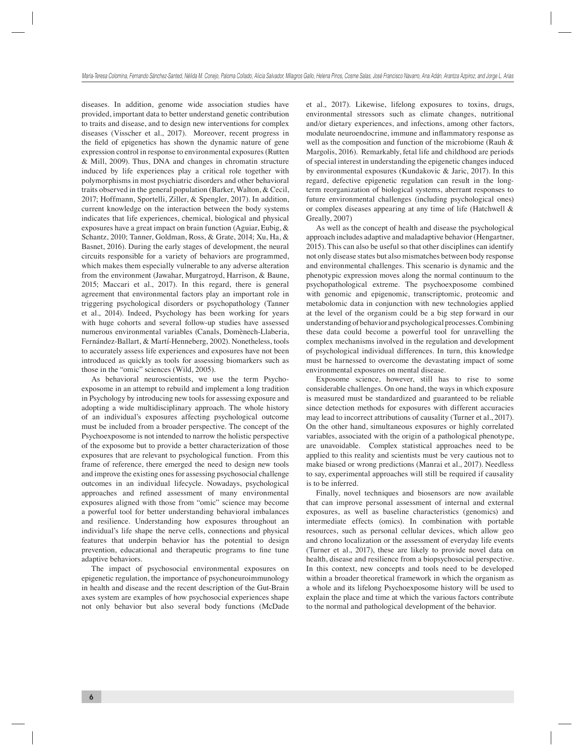diseases. In addition, genome wide association studies have provided, important data to better understand genetic contribution to traits and disease, and to design new interventions for complex diseases (Visscher et al., 2017). Moreover, recent progress in the field of epigenetics has shown the dynamic nature of gene expression control in response to environmental exposures (Rutten & Mill, 2009). Thus, DNA and changes in chromatin structure induced by life experiences play a critical role together with polymorphisms in most psychiatric disorders and other behavioral traits observed in the general population (Barker, Walton, & Cecil, 2017; Hoffmann, Sportelli, Ziller, & Spengler, 2017). In addition, current knowledge on the interaction between the body systems indicates that life experiences, chemical, biological and physical exposures have a great impact on brain function (Aguiar, Eubig, & Schantz, 2010; Tanner, Goldman, Ross, & Grate, 2014; Xu, Ha, & Basnet, 2016). During the early stages of development, the neural circuits responsible for a variety of behaviors are programmed, which makes them especially vulnerable to any adverse alteration from the environment (Jawahar, Murgatroyd, Harrison, & Baune, 2015; Maccari et al., 2017). In this regard, there is general agreement that environmental factors play an important role in triggering psychological disorders or psychopathology (Tanner et al., 2014). Indeed, Psychology has been working for years with huge cohorts and several follow-up studies have assessed numerous environmental variables (Canals, Domènech-Llaberia, Fernández-Ballart, & Martí-Henneberg, 2002). Nonetheless, tools to accurately assess life experiences and exposures have not been introduced as quickly as tools for assessing biomarkers such as those in the "omic" sciences (Wild, 2005).

As behavioral neuroscientists, we use the term Psycho-exposome in an attempt to rebuild and implement a long tradition in Psychology by introducing new tools for assessing exposure and adopting a wide multidisciplinary approach. The whole history of an individual's exposures affecting psychological outcome must be included from a broader perspective. The concept of the Psychoexposome is not intended to narrow the holistic perspective of the exposome but to provide a better characterization of those exposures that are relevant to psychological function. From this frame of reference, there emerged the need to design new tools and improve the existing ones for assessing psychosocial challenge outcomes in an individual lifecycle. Nowadays, psychological approaches and refined assessment of many environmental exposures aligned with those from "omic" science may become a powerful tool for better understanding behavioral imbalances and resilience. Understanding how exposures throughout an individual's life shape the nerve cells, connections and physical features that underpin behavior has the potential to design prevention, educational and therapeutic programs to fine tune adaptive behaviors.

The impact of psychosocial environmental exposures on epigenetic regulation, the importance of psychoneuroimmunology in health and disease and the recent description of the Gut-Brain axes system are examples of how psychosocial experiences shape not only behavior but also several body functions (McDade et al., 2017). Likewise, lifelong exposures to toxins, drugs, environmental stressors such as climate changes, nutritional and/or dietary experiences, and infections, among other factors, modulate neuroendocrine, immune and inflammatory response as well as the composition and function of the microbiome (Rauh & Margolis, 2016). Remarkably, fetal life and childhood are periods of special interest in understanding the epigenetic changes induced by environmental exposures (Kundakovic & Jaric, 2017). In this regard, defective epigenetic regulation can result in the long-term reorganization of biological systems, aberrant responses to future environmental challenges (including psychological ones) or complex diseases appearing at any time of life (Hatchwell & Greally, 2007)

As well as the concept of health and disease the psychological approach includes adaptive and maladaptive behavior (Hengartner, 2015). This can also be useful so that other disciplines can identify not only disease states but also mismatches between body response and environmental challenges. This scenario is dynamic and the phenotypic expression moves along the normal continuum to the psychopathological extreme. The psychoexposome combined with genomic and epigenomic, transcriptomic, proteomic and metabolomic data in conjunction with new technologies applied at the level of the organism could be a big step forward in our understanding of behavior and psychological processes. Combining these data could become a powerful tool for unravelling the complex mechanisms involved in the regulation and development of psychological individual differences. In turn, this knowledge must be harnessed to overcome the devastating impact of some environmental exposures on mental disease.

Exposome science, however, still has to rise to some considerable challenges. On one hand, the ways in which exposure is measured must be standardized and guaranteed to be reliable since detection methods for exposures with different accuracies may lead to incorrect attributions of causality (Turner et al., 2017). On the other hand, simultaneous exposures or highly correlated variables, associated with the origin of a pathological phenotype, are unavoidable. Complex statistical approaches need to be applied to this reality and scientists must be very cautious not to make biased or wrong predictions (Manrai et al., 2017). Needless to say, experimental approaches will still be required if causality is to be inferred.

Finally, novel techniques and biosensors are now available that can improve personal assessment of internal and external exposures, as well as baseline characteristics (genomics) and intermediate effects (omics). In combination with portable resources, such as personal cellular devices, which allow geo and chrono localization or the assessment of everyday life events (Turner et al., 2017), these are likely to provide novel data on health, disease and resilience from a biopsychosocial perspective. In this context, new concepts and tools need to be developed within a broader theoretical framework in which the organism as a whole and its lifelong Psychoexposome history will be used to explain the place and time at which the various factors contribute to the normal and pathological development of the behavior.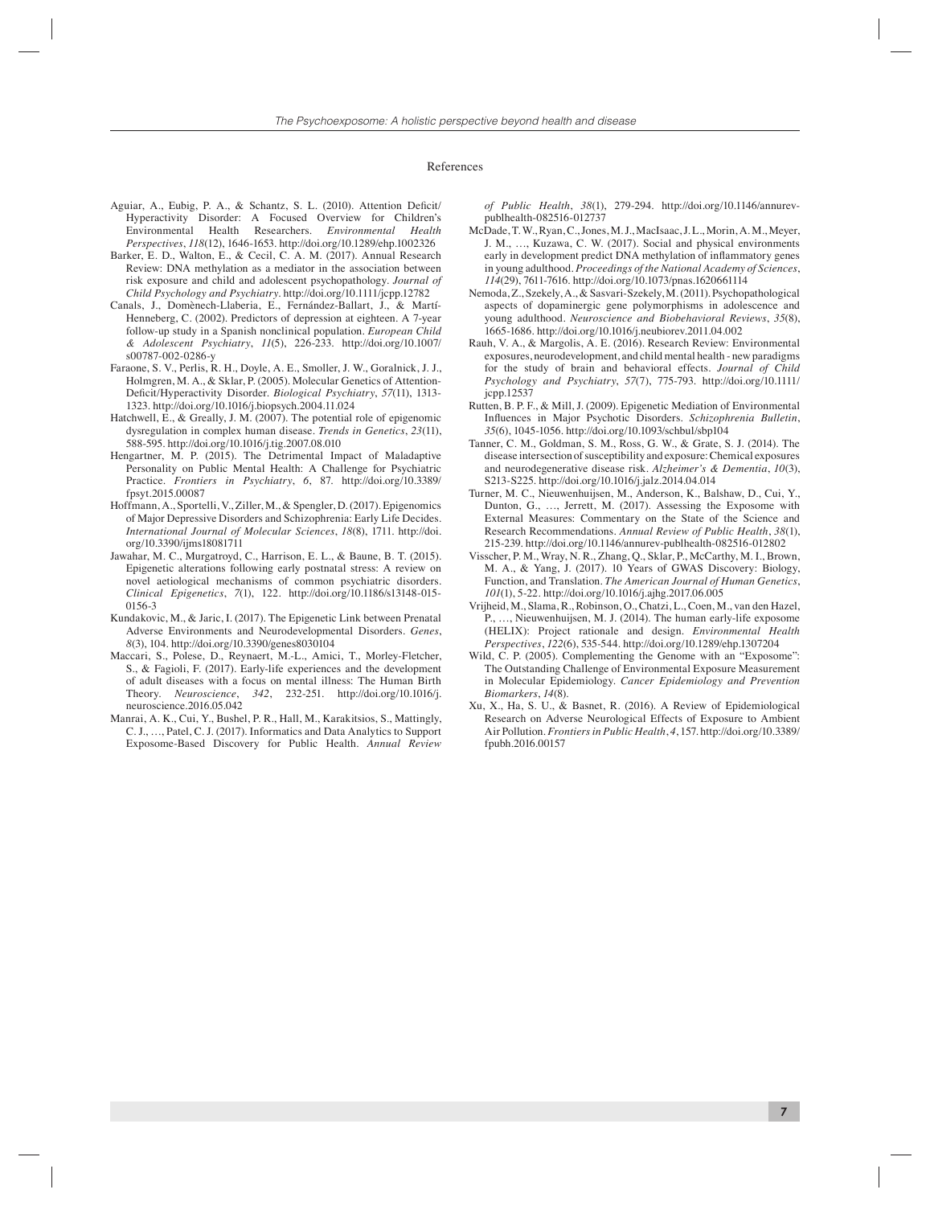## References

Aguiar, A., Eubig, P. A., & Schantz, S. L. (2010). Attention Deficit/Hyperactivity Disorder: A Focused Overview for Children's Environmental Health Researchers. *Environmental Health Perspectives*, *118*(12), 1646-1653. http://doi.org/10.1289/ehp.1002326

Barker, E. D., Walton, E., & Cecil, C. A. M. (2017). Annual Research Review: DNA methylation as a mediator in the association between risk exposure and child and adolescent psychopathology. *Journal of Child Psychology and Psychiatry*. http://doi.org/10.1111/jcpp.12782

Canals, J., Domènech-Llaberia, E., Fernández-Ballart, J., & Martí-Henneberg, C. (2002). Predictors of depression at eighteen. A 7-year follow-up study in a Spanish nonclinical population. *European Child & Adolescent Psychiatry*, *11*(5), 226-233. http://doi.org/10.1007/s00787-002-0286-y

Faraone, S. V., Perlis, R. H., Doyle, A. E., Smoller, J. W., Goralnick, J. J., Holmgren, M. A., & Sklar, P. (2005). Molecular Genetics of Attention-Deficit/Hyperactivity Disorder. *Biological Psychiatry*, *57*(11), 1313-1323. http://doi.org/10.1016/j.biopsych.2004.11.024

Hatchwell, E., & Greally, J. M. (2007). The potential role of epigenomic dysregulation in complex human disease. *Trends in Genetics*, *23*(11), 588-595. http://doi.org/10.1016/j.tig.2007.08.010

Hengartner, M. P. (2015). The Detrimental Impact of Maladaptive Personality on Public Mental Health: A Challenge for Psychiatric Practice. *Frontiers in Psychiatry*, *6*, 87. http://doi.org/10.3389/fpsyt.2015.00087

Hoffmann, A., Sportelli, V., Ziller, M., & Spengler, D. (2017). Epigenomics of Major Depressive Disorders and Schizophrenia: Early Life Decides. *International Journal of Molecular Sciences*, *18*(8), 1711. http://doi.org/10.3390/ijms18081711

Jawahar, M. C., Murgatroyd, C., Harrison, E. L., & Baune, B. T. (2015). Epigenetic alterations following early postnatal stress: A review on novel aetiological mechanisms of common psychiatric disorders. *Clinical Epigenetics*, *7*(1), 122. http://doi.org/10.1186/s13148-015-0156-3

Kundakovic, M., & Jaric, I. (2017). The Epigenetic Link between Prenatal Adverse Environments and Neurodevelopmental Disorders. *Genes*, *8*(3), 104. http://doi.org/10.3390/genes8030104

Maccari, S., Polese, D., Reynaert, M.-L., Amici, T., Morley-Fletcher, S., & Fagioli, F. (2017). Early-life experiences and the development of adult diseases with a focus on mental illness: The Human Birth Theory. *Neuroscience*, *342*, 232-251. http://doi.org/10.1016/j.neuroscience.2016.05.042

Manrai, A. K., Cui, Y., Bushel, P. R., Hall, M., Karakitsios, S., Mattingly, C. J., …, Patel, C. J. (2017). Informatics and Data Analytics to Support Exposome-Based Discovery for Public Health. *Annual Review of Public Health*, *38*(1), 279-294. http://doi.org/10.1146/annurev-publhealth-082516-012737

McDade, T. W., Ryan, C., Jones, M. J., MacIsaac, J. L., Morin, A. M., Meyer, J. M., …, Kuzawa, C. W. (2017). Social and physical environments early in development predict DNA methylation of inflammatory genes in young adulthood. *Proceedings of the National Academy of Sciences*, *114*(29), 7611-7616. http://doi.org/10.1073/pnas.1620661114

Nemoda, Z., Szekely, A., & Sasvari-Szekely, M. (2011). Psychopathological aspects of dopaminergic gene polymorphisms in adolescence and young adulthood. *Neuroscience and Biobehavioral Reviews*, *35*(8), 1665-1686. http://doi.org/10.1016/j.neubiorev.2011.04.002

Rauh, V. A., & Margolis, A. E. (2016). Research Review: Environmental exposures, neurodevelopment, and child mental health - new paradigms for the study of brain and behavioral effects. *Journal of Child Psychology and Psychiatry*, *57*(7), 775-793. http://doi.org/10.1111/jcpp.12537

Rutten, B. P. F., & Mill, J. (2009). Epigenetic Mediation of Environmental Influences in Major Psychotic Disorders. *Schizophrenia Bulletin*, *35*(6), 1045-1056. http://doi.org/10.1093/schbul/sbp104

Tanner, C. M., Goldman, S. M., Ross, G. W., & Grate, S. J. (2014). The disease intersection of susceptibility and exposure: Chemical exposures and neurodegenerative disease risk. *Alzheimer's & Dementia*, *10*(3), S213-S225. http://doi.org/10.1016/j.jalz.2014.04.014

Turner, M. C., Nieuwenhuijsen, M., Anderson, K., Balshaw, D., Cui, Y., Dunton, G., …, Jerrett, M. (2017). Assessing the Exposome with External Measures: Commentary on the State of the Science and Research Recommendations. *Annual Review of Public Health*, *38*(1), 215-239. http://doi.org/10.1146/annurev-publhealth-082516-012802

Visscher, P. M., Wray, N. R., Zhang, Q., Sklar, P., McCarthy, M. I., Brown, M. A., & Yang, J. (2017). 10 Years of GWAS Discovery: Biology, Function, and Translation. *The American Journal of Human Genetics*, *101*(1), 5-22. http://doi.org/10.1016/j.ajhg.2017.06.005

Vrijheid, M., Slama, R., Robinson, O., Chatzi, L., Coen, M., van den Hazel, P., …, Nieuwenhuijsen, M. J. (2014). The human early-life exposome (HELIX): Project rationale and design. *Environmental Health Perspectives*, *122*(6), 535-544. http://doi.org/10.1289/ehp.1307204

Wild, C. P. (2005). Complementing the Genome with an "Exposome": The Outstanding Challenge of Environmental Exposure Measurement in Molecular Epidemiology. *Cancer Epidemiology and Prevention Biomarkers*, *14*(8).

Xu, X., Ha, S. U., & Basnet, R. (2016). A Review of Epidemiological Research on Adverse Neurological Effects of Exposure to Ambient Air Pollution. *Frontiers in Public Health*, *4*, 157. http://doi.org/10.3389/fpubh.2016.00157